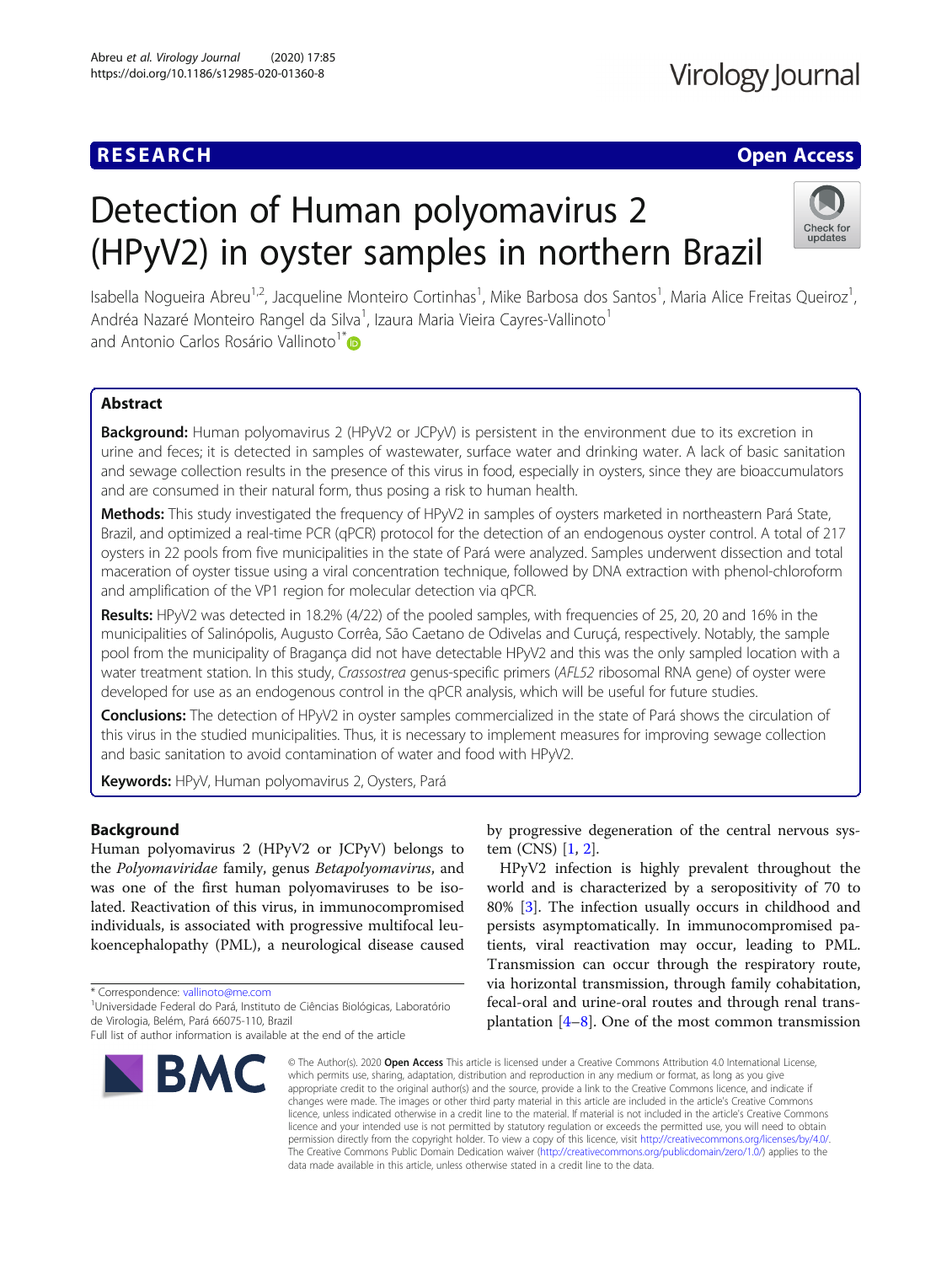RESEARCH Open Access

# Detection of Human polyomavirus 2 (HPyV2) in oyster samples in northern Brazil

Isabella Nogueira Abreu[1,2], Jacqueline Monteiro Cortinhas[1], Mike Barbosa dos Santos[1], Maria Alice Freitas Queiroz[1], Andréa Nazaré Monteiro Rangel da Silva[1], Izaura Maria Vieira Cayres-Vallinoto[1] and Antonio Carlos Rosário Vallinoto[1*]

## Abstract

**Background:** Human polyomavirus 2 (HPyV2 or JCPyV) is persistent in the environment due to its excretion in urine and feces; it is detected in samples of wastewater, surface water and drinking water. A lack of basic sanitation and sewage collection results in the presence of this virus in food, especially in oysters, since they are bioaccumulators and are consumed in their natural form, thus posing a risk to human health.

**Methods:** This study investigated the frequency of HPyV2 in samples of oysters marketed in northeastern Pará State, Brazil, and optimized a real-time PCR (qPCR) protocol for the detection of an endogenous oyster control. A total of 217 oysters in 22 pools from five municipalities in the state of Pará were analyzed. Samples underwent dissection and total maceration of oyster tissue using a viral concentration technique, followed by DNA extraction with phenol-chloroform and amplification of the VP1 region for molecular detection via qPCR.

**Results:** HPyV2 was detected in 18.2% (4/22) of the pooled samples, with frequencies of 25, 20, 20 and 16% in the municipalities of Salinópolis, Augusto Corrêa, São Caetano de Odivelas and Curuçá, respectively. Notably, the sample pool from the municipality of Bragança did not have detectable HPyV2 and this was the only sampled location with a water treatment station. In this study, *Crassostrea* genus-specific primers (*AFL52* ribosomal RNA gene) of oyster were developed for use as an endogenous control in the qPCR analysis, which will be useful for future studies.

**Conclusions:** The detection of HPyV2 in oyster samples commercialized in the state of Pará shows the circulation of this virus in the studied municipalities. Thus, it is necessary to implement measures for improving sewage collection and basic sanitation to avoid contamination of water and food with HPyV2.

**Keywords:** HPyV, Human polyomavirus 2, Oysters, Pará

## Background

Human polyomavirus 2 (HPyV2 or JCPyV) belongs to the *Polyomaviridae* family, genus *Betapolyomavirus*, and was one of the first human polyomaviruses to be isolated. Reactivation of this virus, in immunocompromised individuals, is associated with progressive multifocal leukoencephalopathy (PML), a neurological disease caused by progressive degeneration of the central nervous system (CNS) [1, 2].

HPyV2 infection is highly prevalent throughout the world and is characterized by a seropositivity of 70 to 80% [3]. The infection usually occurs in childhood and persists asymptomatically. In immunocompromised patients, viral reactivation may occur, leading to PML. Transmission can occur through the respiratory route, via horizontal transmission, through family cohabitation, fecal-oral and urine-oral routes and through renal transplantation [4–8]. One of the most common transmission

* Correspondence: vallinoto@me.com
[1]Universidade Federal do Pará, Instituto de Ciências Biológicas, Laboratório de Virologia, Belém, Pará 66075-110, Brazil
Full list of author information is available at the end of the article

© The Author(s). 2020 **Open Access** This article is licensed under a Creative Commons Attribution 4.0 International License, which permits use, sharing, adaptation, distribution and reproduction in any medium or format, as long as you give appropriate credit to the original author(s) and the source, provide a link to the Creative Commons licence, and indicate if changes were made. The images or other third party material in this article are included in the article's Creative Commons licence, unless indicated otherwise in a credit line to the material. If material is not included in the article's Creative Commons licence and your intended use is not permitted by statutory regulation or exceeds the permitted use, you will need to obtain permission directly from the copyright holder. To view a copy of this licence, visit http://creativecommons.org/licenses/by/4.0/. The Creative Commons Public Domain Dedication waiver (http://creativecommons.org/publicdomain/zero/1.0/) applies to the data made available in this article, unless otherwise stated in a credit line to the data.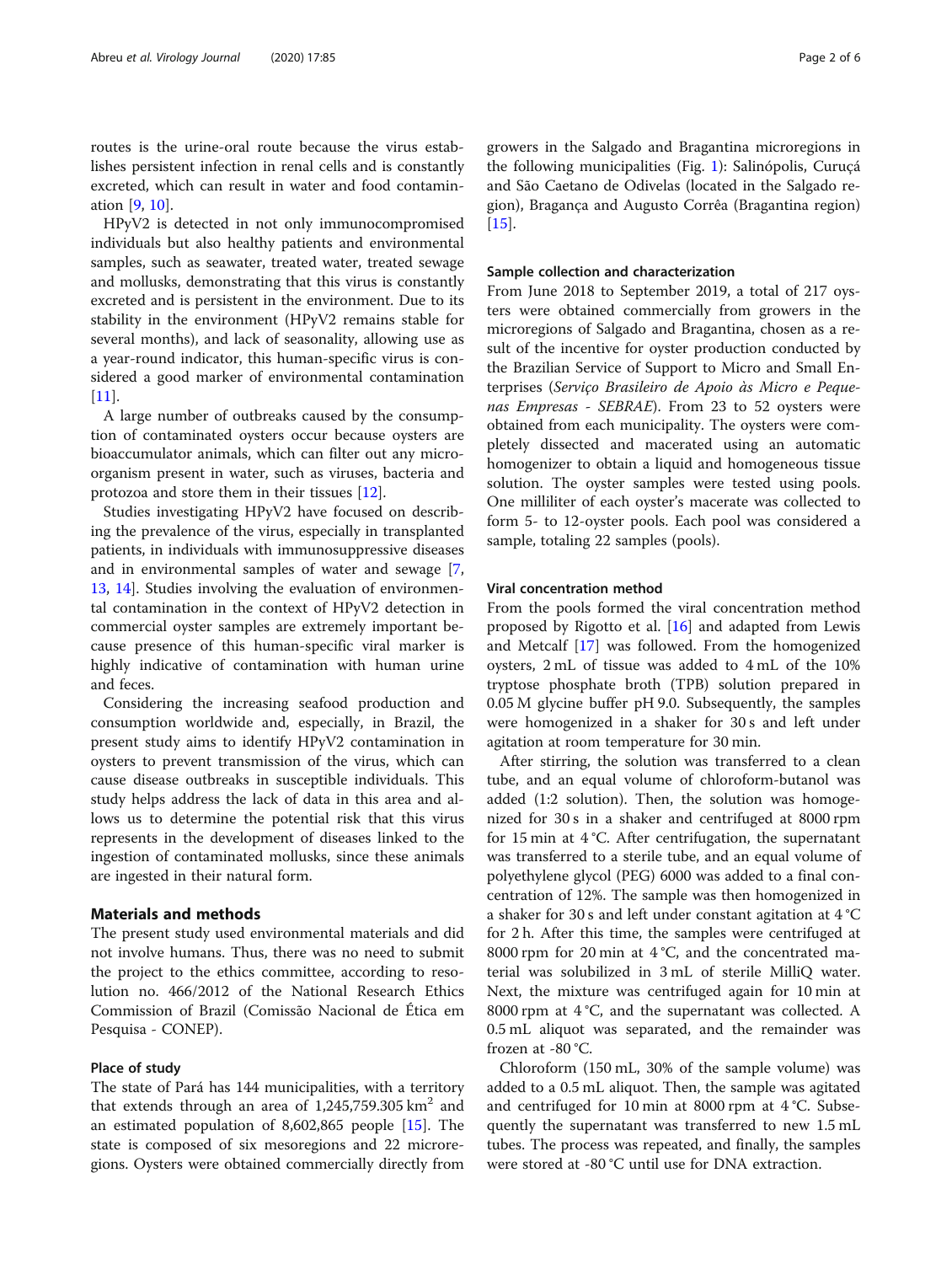routes is the urine-oral route because the virus establishes persistent infection in renal cells and is constantly excreted, which can result in water and food contamination [9, 10].

HPyV2 is detected in not only immunocompromised individuals but also healthy patients and environmental samples, such as seawater, treated water, treated sewage and mollusks, demonstrating that this virus is constantly excreted and is persistent in the environment. Due to its stability in the environment (HPyV2 remains stable for several months), and lack of seasonality, allowing use as a year-round indicator, this human-specific virus is considered a good marker of environmental contamination [11].

A large number of outbreaks caused by the consumption of contaminated oysters occur because oysters are bioaccumulator animals, which can filter out any microorganism present in water, such as viruses, bacteria and protozoa and store them in their tissues [12].

Studies investigating HPyV2 have focused on describing the prevalence of the virus, especially in transplanted patients, in individuals with immunosuppressive diseases and in environmental samples of water and sewage [7, 13, 14]. Studies involving the evaluation of environmental contamination in the context of HPyV2 detection in commercial oyster samples are extremely important because presence of this human-specific viral marker is highly indicative of contamination with human urine and feces.

Considering the increasing seafood production and consumption worldwide and, especially, in Brazil, the present study aims to identify HPyV2 contamination in oysters to prevent transmission of the virus, which can cause disease outbreaks in susceptible individuals. This study helps address the lack of data in this area and allows us to determine the potential risk that this virus represents in the development of diseases linked to the ingestion of contaminated mollusks, since these animals are ingested in their natural form.

## Materials and methods

The present study used environmental materials and did not involve humans. Thus, there was no need to submit the project to the ethics committee, according to resolution no. 466/2012 of the National Research Ethics Commission of Brazil (Comissão Nacional de Ética em Pesquisa - CONEP).

### Place of study

The state of Pará has 144 municipalities, with a territory that extends through an area of 1,245,759.305 km$^2$ and an estimated population of 8,602,865 people [15]. The state is composed of six mesoregions and 22 microregions. Oysters were obtained commercially directly from growers in the Salgado and Bragantina microregions in the following municipalities (Fig. 1): Salinópolis, Curuçá and São Caetano de Odivelas (located in the Salgado region), Bragança and Augusto Corrêa (Bragantina region) [15].

### Sample collection and characterization

From June 2018 to September 2019, a total of 217 oysters were obtained commercially from growers in the microregions of Salgado and Bragantina, chosen as a result of the incentive for oyster production conducted by the Brazilian Service of Support to Micro and Small Enterprises (*Serviço Brasileiro de Apoio às Micro e Pequenas Empresas - SEBRAE*). From 23 to 52 oysters were obtained from each municipality. The oysters were completely dissected and macerated using an automatic homogenizer to obtain a liquid and homogeneous tissue solution. The oyster samples were tested using pools. One milliliter of each oyster's macerate was collected to form 5- to 12-oyster pools. Each pool was considered a sample, totaling 22 samples (pools).

### Viral concentration method

From the pools formed the viral concentration method proposed by Rigotto et al. [16] and adapted from Lewis and Metcalf [17] was followed. From the homogenized oysters, 2 mL of tissue was added to 4 mL of the 10% tryptose phosphate broth (TPB) solution prepared in 0.05 M glycine buffer pH 9.0. Subsequently, the samples were homogenized in a shaker for 30 s and left under agitation at room temperature for 30 min.

After stirring, the solution was transferred to a clean tube, and an equal volume of chloroform-butanol was added (1:2 solution). Then, the solution was homogenized for 30 s in a shaker and centrifuged at 8000 rpm for 15 min at 4 °C. After centrifugation, the supernatant was transferred to a sterile tube, and an equal volume of polyethylene glycol (PEG) 6000 was added to a final concentration of 12%. The sample was then homogenized in a shaker for 30 s and left under constant agitation at 4 °C for 2 h. After this time, the samples were centrifuged at 8000 rpm for 20 min at 4 °C, and the concentrated material was solubilized in 3 mL of sterile MilliQ water. Next, the mixture was centrifuged again for 10 min at 8000 rpm at 4 °C, and the supernatant was collected. A 0.5 mL aliquot was separated, and the remainder was frozen at -80 °C.

Chloroform (150 mL, 30% of the sample volume) was added to a 0.5 mL aliquot. Then, the sample was agitated and centrifuged for 10 min at 8000 rpm at 4 °C. Subsequently the supernatant was transferred to new 1.5 mL tubes. The process was repeated, and finally, the samples were stored at -80 °C until use for DNA extraction.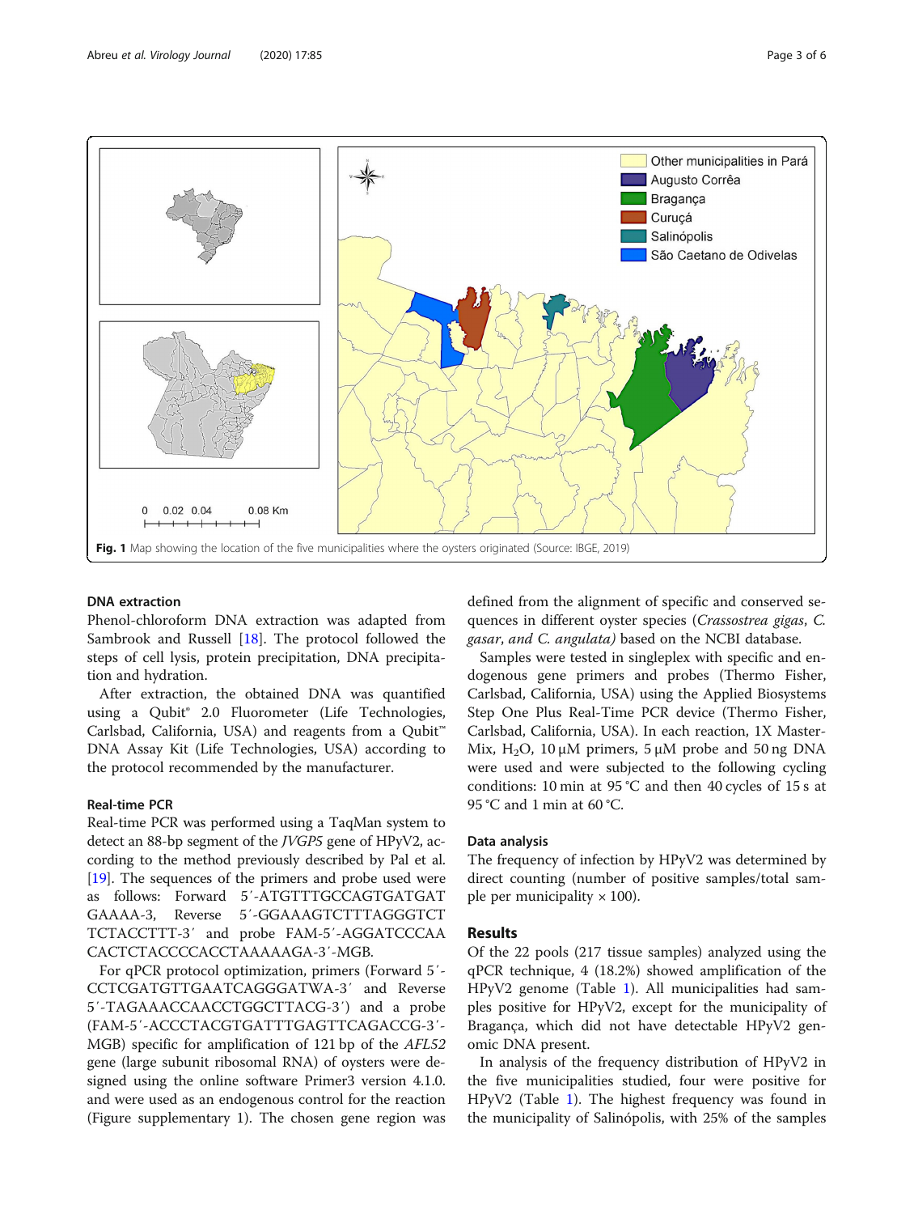Fig. 1 Map showing the location of the five municipalities where the oysters originated (Source: IBGE, 2019)

### DNA extraction

Phenol-chloroform DNA extraction was adapted from Sambrook and Russell [18]. The protocol followed the steps of cell lysis, protein precipitation, DNA precipitation and hydration.

After extraction, the obtained DNA was quantified using a Qubit® 2.0 Fluorometer (Life Technologies, Carlsbad, California, USA) and reagents from a Qubit™ DNA Assay Kit (Life Technologies, USA) according to the protocol recommended by the manufacturer.

### Real-time PCR

Real-time PCR was performed using a TaqMan system to detect an 88-bp segment of the *JVGP5* gene of HPyV2, according to the method previously described by Pal et al. [19]. The sequences of the primers and probe used were as follows: Forward 5′-ATGTTTGCCAGTGATGATGAAAA-3, Reverse 5′-GGAAAGTCTTTAGGGTCTTCTACCTTT-3′ and probe FAM-5′-AGGATCCCAACACTCTACCCCACCTAAAAAGA-3′-MGB.

For qPCR protocol optimization, primers (Forward 5′-CCTCGATGTTGAATCAGGGATWA-3′ and Reverse 5′-TAGAAACCAACCTGGCTTACG-3′) and a probe (FAM-5′-ACCCTACGTGATTTGAGTTCAGACCG-3′-MGB) specific for amplification of 121 bp of the *AFL52* gene (large subunit ribosomal RNA) of oysters were designed using the online software Primer3 version 4.1.0. and were used as an endogenous control for the reaction (Figure supplementary 1). The chosen gene region was defined from the alignment of specific and conserved sequences in different oyster species (*Crassostrea gigas*, *C. gasar*, *and C. angulata)* based on the NCBI database.

Samples were tested in singleplex with specific and endogenous gene primers and probes (Thermo Fisher, Carlsbad, California, USA) using the Applied Biosystems Step One Plus Real-Time PCR device (Thermo Fisher, Carlsbad, California, USA). In each reaction, 1X Master-Mix, $H_2O$, 10 μM primers, 5 μM probe and 50 ng DNA were used and were subjected to the following cycling conditions: 10 min at 95 °C and then 40 cycles of 15 s at 95 °C and 1 min at 60 °C.

### Data analysis

The frequency of infection by HPyV2 was determined by direct counting (number of positive samples/total sample per municipality × 100).

## Results

Of the 22 pools (217 tissue samples) analyzed using the qPCR technique, 4 (18.2%) showed amplification of the HPyV2 genome (Table 1). All municipalities had samples positive for HPyV2, except for the municipality of Bragança, which did not have detectable HPyV2 genomic DNA present.

In analysis of the frequency distribution of HPyV2 in the five municipalities studied, four were positive for HPyV2 (Table 1). The highest frequency was found in the municipality of Salinópolis, with 25% of the samples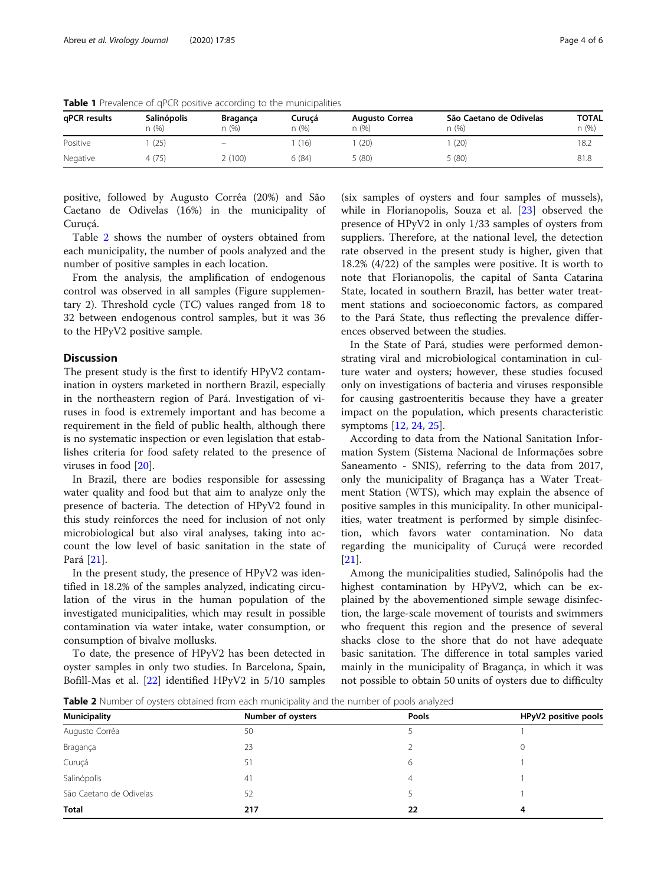**Table 1** Prevalence of qPCR positive according to the municipalities

| qPCR results | Salinópolis n (%) | Bragança n (%) | Curuçá n (%) | Augusto Correa n (%) | São Caetano de Odivelas n (%) | TOTAL n (%) |
|---|---|---|---|---|---|---|
| Positive | 1 (25) | – | 1 (16) | 1 (20) | 1 (20) | 18.2 |
| Negative | 4 (75) | 2 (100) | 6 (84) | 5 (80) | 5 (80) | 81.8 |

positive, followed by Augusto Corrêa (20%) and São Caetano de Odivelas (16%) in the municipality of Curuçá.

Table 2 shows the number of oysters obtained from each municipality, the number of pools analyzed and the number of positive samples in each location.

From the analysis, the amplification of endogenous control was observed in all samples (Figure supplementary 2). Threshold cycle (TC) values ranged from 18 to 32 between endogenous control samples, but it was 36 to the HPyV2 positive sample.

## Discussion

The present study is the first to identify HPyV2 contamination in oysters marketed in northern Brazil, especially in the northeastern region of Pará. Investigation of viruses in food is extremely important and has become a requirement in the field of public health, although there is no systematic inspection or even legislation that establishes criteria for food safety related to the presence of viruses in food [20].

In Brazil, there are bodies responsible for assessing water quality and food but that aim to analyze only the presence of bacteria. The detection of HPyV2 found in this study reinforces the need for inclusion of not only microbiological but also viral analyses, taking into account the low level of basic sanitation in the state of Pará [21].

In the present study, the presence of HPyV2 was identified in 18.2% of the samples analyzed, indicating circulation of the virus in the human population of the investigated municipalities, which may result in possible contamination via water intake, water consumption, or consumption of bivalve mollusks.

To date, the presence of HPyV2 has been detected in oyster samples in only two studies. In Barcelona, Spain, Bofill-Mas et al. [22] identified HPyV2 in 5/10 samples (six samples of oysters and four samples of mussels), while in Florianopolis, Souza et al. [23] observed the presence of HPyV2 in only 1/33 samples of oysters from suppliers. Therefore, at the national level, the detection rate observed in the present study is higher, given that 18.2% (4/22) of the samples were positive. It is worth to note that Florianopolis, the capital of Santa Catarina State, located in southern Brazil, has better water treatment stations and socioeconomic factors, as compared to the Pará State, thus reflecting the prevalence differences observed between the studies.

In the State of Pará, studies were performed demonstrating viral and microbiological contamination in culture water and oysters; however, these studies focused only on investigations of bacteria and viruses responsible for causing gastroenteritis because they have a greater impact on the population, which presents characteristic symptoms [12, 24, 25].

According to data from the National Sanitation Information System (Sistema Nacional de Informações sobre Saneamento - SNIS), referring to the data from 2017, only the municipality of Bragança has a Water Treatment Station (WTS), which may explain the absence of positive samples in this municipality. In other municipalities, water treatment is performed by simple disinfection, which favors water contamination. No data regarding the municipality of Curuçá were recorded [21].

Among the municipalities studied, Salinópolis had the highest contamination by HPyV2, which can be explained by the abovementioned simple sewage disinfection, the large-scale movement of tourists and swimmers who frequent this region and the presence of several shacks close to the shore that do not have adequate basic sanitation. The difference in total samples varied mainly in the municipality of Bragança, in which it was not possible to obtain 50 units of oysters due to difficulty

**Table 2** Number of oysters obtained from each municipality and the number of pools analyzed

| Municipality | Number of oysters | Pools | HPyV2 positive pools |
|---|---|---|---|
| Augusto Corrêa | 50 | 5 | 1 |
| Bragança | 23 | 2 | 0 |
| Curuçá | 51 | 6 | 1 |
| Salinópolis | 41 | 4 | 1 |
| São Caetano de Odivelas | 52 | 5 | 1 |
| **Total** | **217** | **22** | **4** |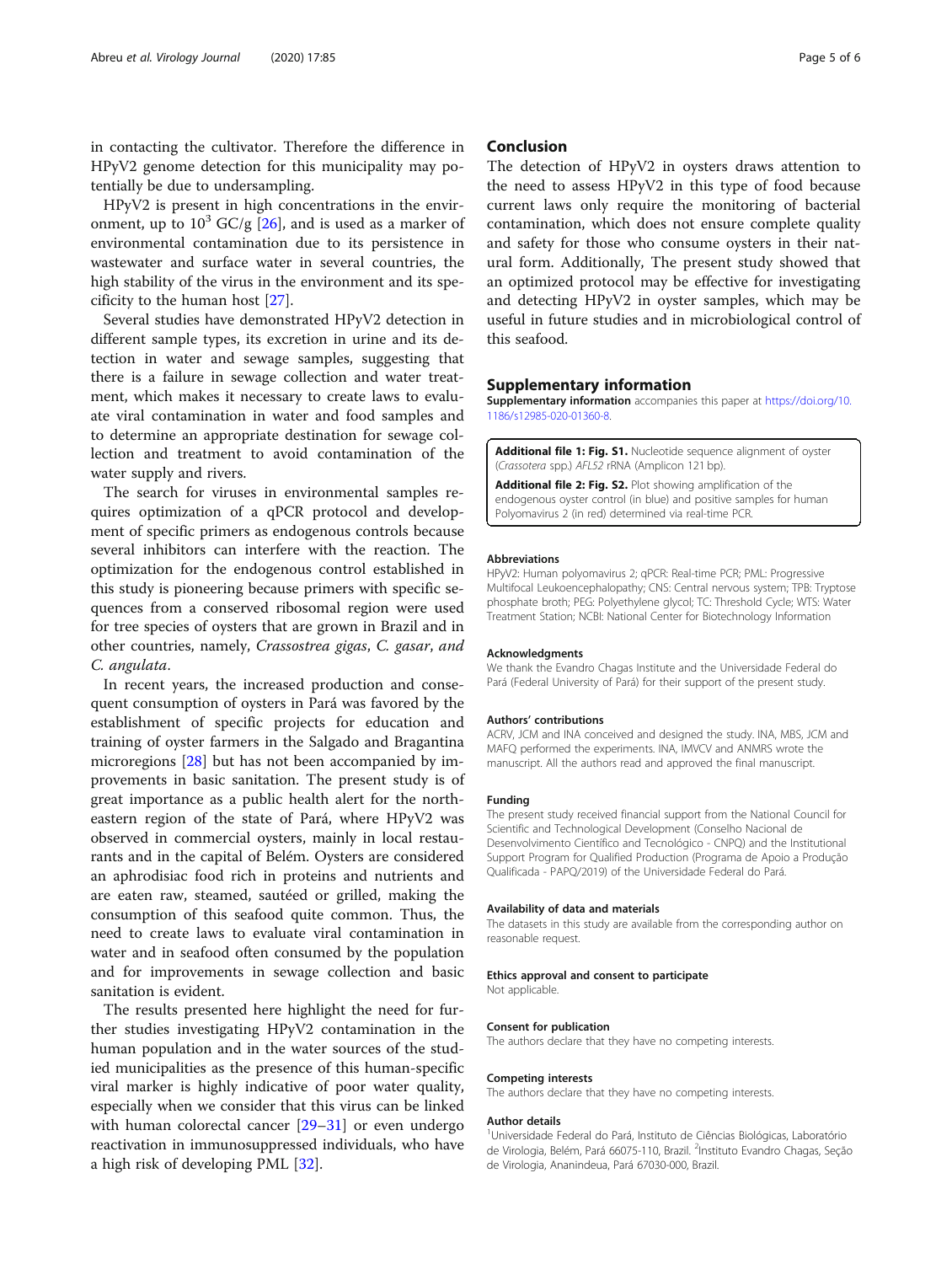in contacting the cultivator. Therefore the difference in HPyV2 genome detection for this municipality may potentially be due to undersampling.

HPyV2 is present in high concentrations in the environment, up to $10^3$ GC/g [26], and is used as a marker of environmental contamination due to its persistence in wastewater and surface water in several countries, the high stability of the virus in the environment and its specificity to the human host [27].

Several studies have demonstrated HPyV2 detection in different sample types, its excretion in urine and its detection in water and sewage samples, suggesting that there is a failure in sewage collection and water treatment, which makes it necessary to create laws to evaluate viral contamination in water and food samples and to determine an appropriate destination for sewage collection and treatment to avoid contamination of the water supply and rivers.

The search for viruses in environmental samples requires optimization of a qPCR protocol and development of specific primers as endogenous controls because several inhibitors can interfere with the reaction. The optimization for the endogenous control established in this study is pioneering because primers with specific sequences from a conserved ribosomal region were used for tree species of oysters that are grown in Brazil and in other countries, namely, *Crassostrea gigas*, *C. gasar*, *and C. angulata*.

In recent years, the increased production and consequent consumption of oysters in Pará was favored by the establishment of specific projects for education and training of oyster farmers in the Salgado and Bragantina microregions [28] but has not been accompanied by improvements in basic sanitation. The present study is of great importance as a public health alert for the northeastern region of the state of Pará, where HPyV2 was observed in commercial oysters, mainly in local restaurants and in the capital of Belém. Oysters are considered an aphrodisiac food rich in proteins and nutrients and are eaten raw, steamed, sautéed or grilled, making the consumption of this seafood quite common. Thus, the need to create laws to evaluate viral contamination in water and in seafood often consumed by the population and for improvements in sewage collection and basic sanitation is evident.

The results presented here highlight the need for further studies investigating HPyV2 contamination in the human population and in the water sources of the studied municipalities as the presence of this human-specific viral marker is highly indicative of poor water quality, especially when we consider that this virus can be linked with human colorectal cancer [29–31] or even undergo reactivation in immunosuppressed individuals, who have a high risk of developing PML [32].

## Conclusion

The detection of HPyV2 in oysters draws attention to the need to assess HPyV2 in this type of food because current laws only require the monitoring of bacterial contamination, which does not ensure complete quality and safety for those who consume oysters in their natural form. Additionally, The present study showed that an optimized protocol may be effective for investigating and detecting HPyV2 in oyster samples, which may be useful in future studies and in microbiological control of this seafood.

## Supplementary information

**Supplementary information** accompanies this paper at https://doi.org/10.1186/s12985-020-01360-8.

**Additional file 1: Fig. S1.** Nucleotide sequence alignment of oyster (*Crassotera* spp.) *AFL52* rRNA (Amplicon 121 bp).

**Additional file 2: Fig. S2.** Plot showing amplification of the endogenous oyster control (in blue) and positive samples for human Polyomavirus 2 (in red) determined via real-time PCR.

#### Abbreviations

HPyV2: Human polyomavirus 2; qPCR: Real-time PCR; PML: Progressive Multifocal Leukoencephalopathy; CNS: Central nervous system; TPB: Tryptose phosphate broth; PEG: Polyethylene glycol; TC: Threshold Cycle; WTS: Water Treatment Station; NCBI: National Center for Biotechnology Information

#### Acknowledgments

We thank the Evandro Chagas Institute and the Universidade Federal do Pará (Federal University of Pará) for their support of the present study.

#### Authors' contributions

ACRV, JCM and INA conceived and designed the study. INA, MBS, JCM and MAFQ performed the experiments. INA, IMVCV and ANMRS wrote the manuscript. All the authors read and approved the final manuscript.

#### Funding

The present study received financial support from the National Council for Scientific and Technological Development (Conselho Nacional de Desenvolvimento Científico and Tecnológico - CNPQ) and the Institutional Support Program for Qualified Production (Programa de Apoio a Produção Qualificada - PAPQ/2019) of the Universidade Federal do Pará.

#### Availability of data and materials

The datasets in this study are available from the corresponding author on reasonable request.

#### Ethics approval and consent to participate

Not applicable.

#### Consent for publication

The authors declare that they have no competing interests.

#### Competing interests

The authors declare that they have no competing interests.

#### Author details

[1]Universidade Federal do Pará, Instituto de Ciências Biológicas, Laboratório de Virologia, Belém, Pará 66075-110, Brazil. [2]Instituto Evandro Chagas, Seção de Virologia, Ananindeua, Pará 67030-000, Brazil.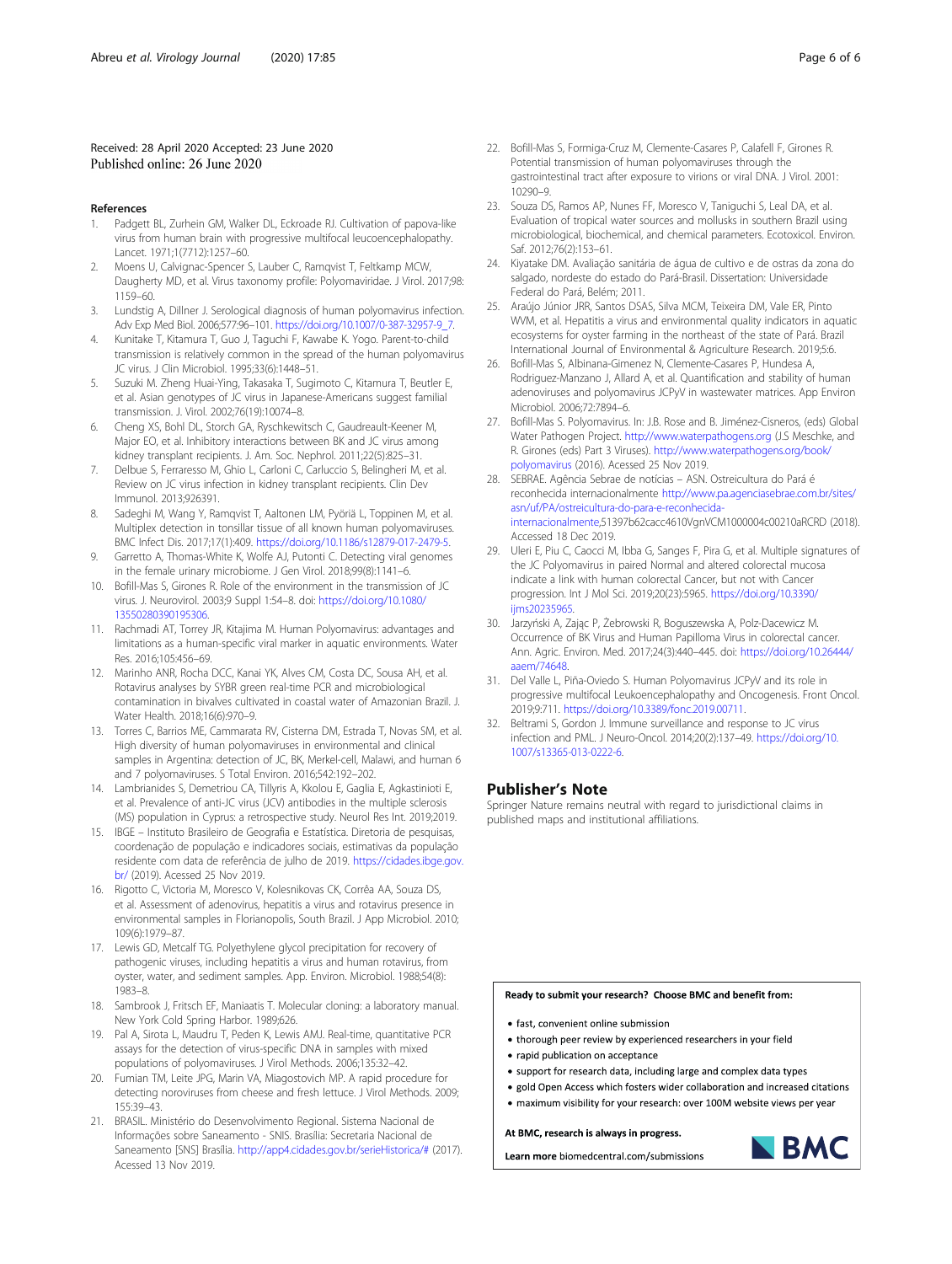Received: 28 April 2020 Accepted: 23 June 2020
Published online: 26 June 2020

### References

1. Padgett BL, Zurhein GM, Walker DL, Eckroade RJ. Cultivation of papova-like virus from human brain with progressive multifocal leucoencephalopathy. Lancet. 1971;1(7712):1257–60.
2. Moens U, Calvignac-Spencer S, Lauber C, Ramqvist T, Feltkamp MCW, Daugherty MD, et al. Virus taxonomy profile: Polyomaviridae. J Virol. 2017;98:1159–60.
3. Lundstig A, Dillner J. Serological diagnosis of human polyomavirus infection. Adv Exp Med Biol. 2006;577:96–101. https://doi.org/10.1007/0-387-32957-9_7.
4. Kunitake T, Kitamura T, Guo J, Taguchi F, Kawabe K. Yogo. Parent-to-child transmission is relatively common in the spread of the human polyomavirus JC virus. J Clin Microbiol. 1995;33(6):1448–51.
5. Suzuki M. Zheng Huai-Ying, Takasaka T, Sugimoto C, Kitamura T, Beutler E, et al. Asian genotypes of JC virus in Japanese-Americans suggest familial transmission. J. Virol. 2002;76(19):10074–8.
6. Cheng XS, Bohl DL, Storch GA, Ryschkewitsch C, Gaudreault-Keener M, Major EO, et al. Inhibitory interactions between BK and JC virus among kidney transplant recipients. J. Am. Soc. Nephrol. 2011;22(5):825–31.
7. Delbue S, Ferraresso M, Ghio L, Carloni C, Carluccio S, Belingheri M, et al. Review on JC virus infection in kidney transplant recipients. Clin Dev Immunol. 2013;926391.
8. Sadeghi M, Wang Y, Ramqvist T, Aaltonen LM, Pyöriä L, Toppinen M, et al. Multiplex detection in tonsillar tissue of all known human polyomaviruses. BMC Infect Dis. 2017;17(1):409. https://doi.org/10.1186/s12879-017-2479-5.
9. Garretto A, Thomas-White K, Wolfe AJ, Putonti C. Detecting viral genomes in the female urinary microbiome. J Gen Virol. 2018;99(8):1141–6.
10. Bofill-Mas S, Girones R. Role of the environment in the transmission of JC virus. J. Neurovirol. 2003;9 Suppl 1:54–8. doi: https://doi.org/10.1080/13550280390195306.
11. Rachmadi AT, Torrey JR, Kitajima M. Human Polyomavirus: advantages and limitations as a human-specific viral marker in aquatic environments. Water Res. 2016;105:456–69.
12. Marinho ANR, Rocha DCC, Kanai YK, Alves CM, Costa DC, Sousa AH, et al. Rotavirus analyses by SYBR green real-time PCR and microbiological contamination in bivalves cultivated in coastal water of Amazonian Brazil. J. Water Health. 2018;16(6):970–9.
13. Torres C, Barrios ME, Cammarata RV, Cisterna DM, Estrada T, Novas SM, et al. High diversity of human polyomaviruses in environmental and clinical samples in Argentina: detection of JC, BK, Merkel-cell, Malawi, and human 6 and 7 polyomaviruses. S Total Environ. 2016;542:192–202.
14. Lambrianides S, Demetriou CA, Tillyris A, Kkolou E, Gaglia E, Agkastinioti E, et al. Prevalence of anti-JC virus (JCV) antibodies in the multiple sclerosis (MS) population in Cyprus: a retrospective study. Neurol Res Int. 2019;2019.
15. IBGE – Instituto Brasileiro de Geografia e Estatística. Diretoria de pesquisas, coordenação de população e indicadores sociais, estimativas da população residente com data de referência de julho de 2019. https://cidades.ibge.gov.br/ (2019). Acessed 25 Nov 2019.
16. Rigotto C, Victoria M, Moresco V, Kolesnikovas CK, Corrêa AA, Souza DS, et al. Assessment of adenovirus, hepatitis a virus and rotavirus presence in environmental samples in Florianopolis, South Brazil. J App Microbiol. 2010;109(6):1979–87.
17. Lewis GD, Metcalf TG. Polyethylene glycol precipitation for recovery of pathogenic viruses, including hepatitis a virus and human rotavirus, from oyster, water, and sediment samples. App. Environ. Microbiol. 1988;54(8):1983–8.
18. Sambrook J, Fritsch EF, Maniaatis T. Molecular cloning: a laboratory manual. New York Cold Spring Harbor. 1989;626.
19. Pal A, Sirota L, Maudru T, Peden K, Lewis AMJ. Real-time, quantitative PCR assays for the detection of virus-specific DNA in samples with mixed populations of polyomaviruses. J Virol Methods. 2006;135:32–42.
20. Fumian TM, Leite JPG, Marin VA, Miagostovich MP. A rapid procedure for detecting noroviruses from cheese and fresh lettuce. J Virol Methods. 2009;155:39–43.
21. BRASIL. Ministério do Desenvolvimento Regional. Sistema Nacional de Informações sobre Saneamento - SNIS. Brasília: Secretaria Nacional de Saneamento [SNS] Brasília. http://app4.cidades.gov.br/serieHistorica/# (2017). Accessed 13 Nov 2019.
22. Bofill-Mas S, Formiga-Cruz M, Clemente-Casares P, Calafell F, Girones R. Potential transmission of human polyomaviruses through the gastrointestinal tract after exposure to virions or viral DNA. J Virol. 2001:10290–9.
23. Souza DS, Ramos AP, Nunes FF, Moresco V, Taniguchi S, Leal DA, et al. Evaluation of tropical water sources and mollusks in southern Brazil using microbiological, biochemical, and chemical parameters. Ecotoxicol. Environ. Saf. 2012;76(2):153–61.
24. Kiyatake DM. Avaliação sanitária de água de cultivo e de ostras da zona do salgado, nordeste do estado do Pará-Brasil. Dissertation: Universidade Federal do Pará, Belém; 2011.
25. Araújo Júnior JRR, Santos DSAS, Silva MCM, Teixeira DM, Vale ER, Pinto WVM, et al. Hepatitis a virus and environmental quality indicators in aquatic ecosystems for oyster farming in the northeast of the state of Pará. Brazil International Journal of Environmental & Agriculture Research. 2019;5:6.
26. Bofill-Mas S, Albinana-Gimenez N, Clemente-Casares P, Hundesa A, Rodriguez-Manzano J, Allard A, et al. Quantification and stability of human adenoviruses and polyomavirus JCPyV in wastewater matrices. App Environ Microbiol. 2006;72:7894–6.
27. Bofill-Mas S. Polyomavirus. In: J.B. Rose and B. Jiménez-Cisneros, (eds) Global Water Pathogen Project. http://www.waterpathogens.org (J.S Meschke, and R. Girones (eds) Part 3 Viruses). http://www.waterpathogens.org/book/polyomavirus (2016). Accessed 25 Nov 2019.
28. SEBRAE. Agência Sebrae de notícias – ASN. Ostreicultura do Pará é reconhecida internacionalmente http://www.pa.agenciasebrae.com.br/sites/asn/uf/PA/ostreicultura-do-para-e-reconhecida-internacionalmente,51397b62cacc4610VgnVCM1000004c00210aRCRD (2018). Accessed 18 Dec 2019.
29. Uleri E, Piu C, Caocci M, Ibba G, Sanges F, Pira G, et al. Multiple signatures of the JC Polyomavirus in paired Normal and altered colorectal mucosa indicate a link with human colorectal Cancer, but not with Cancer progression. Int J Mol Sci. 2019;20(23):5965. https://doi.org/10.3390/ijms20235965.
30. Jarzyński A, Zając P, Żebrowski R, Boguszewska A, Polz-Dacewicz M. Occurrence of BK Virus and Human Papilloma Virus in colorectal cancer. Ann. Agric. Environ. Med. 2017;24(3):440–445. doi: https://doi.org/10.26444/aaem/74648.
31. Del Valle L, Piña-Oviedo S. Human Polyomavirus JCPyV and its role in progressive multifocal Leukoencephalopathy and Oncogenesis. Front Oncol. 2019;9:711. https://doi.org/10.3389/fonc.2019.00711.
32. Beltrami S, Gordon J. Immune surveillance and response to JC virus infection and PML. J Neuro-Oncol. 2014;20(2):137–49. https://doi.org/10.1007/s13365-013-0222-6.

## Publisher's Note

Springer Nature remains neutral with regard to jurisdictional claims in published maps and institutional affiliations.

**Ready to submit your research? Choose BMC and benefit from:**

- fast, convenient online submission
- thorough peer review by experienced researchers in your field
- rapid publication on acceptance
- support for research data, including large and complex data types
- gold Open Access which fosters wider collaboration and increased citations
- maximum visibility for your research: over 100M website views per year

**At BMC, research is always in progress.**

**Learn more** biomedcentral.com/submissions

BMC